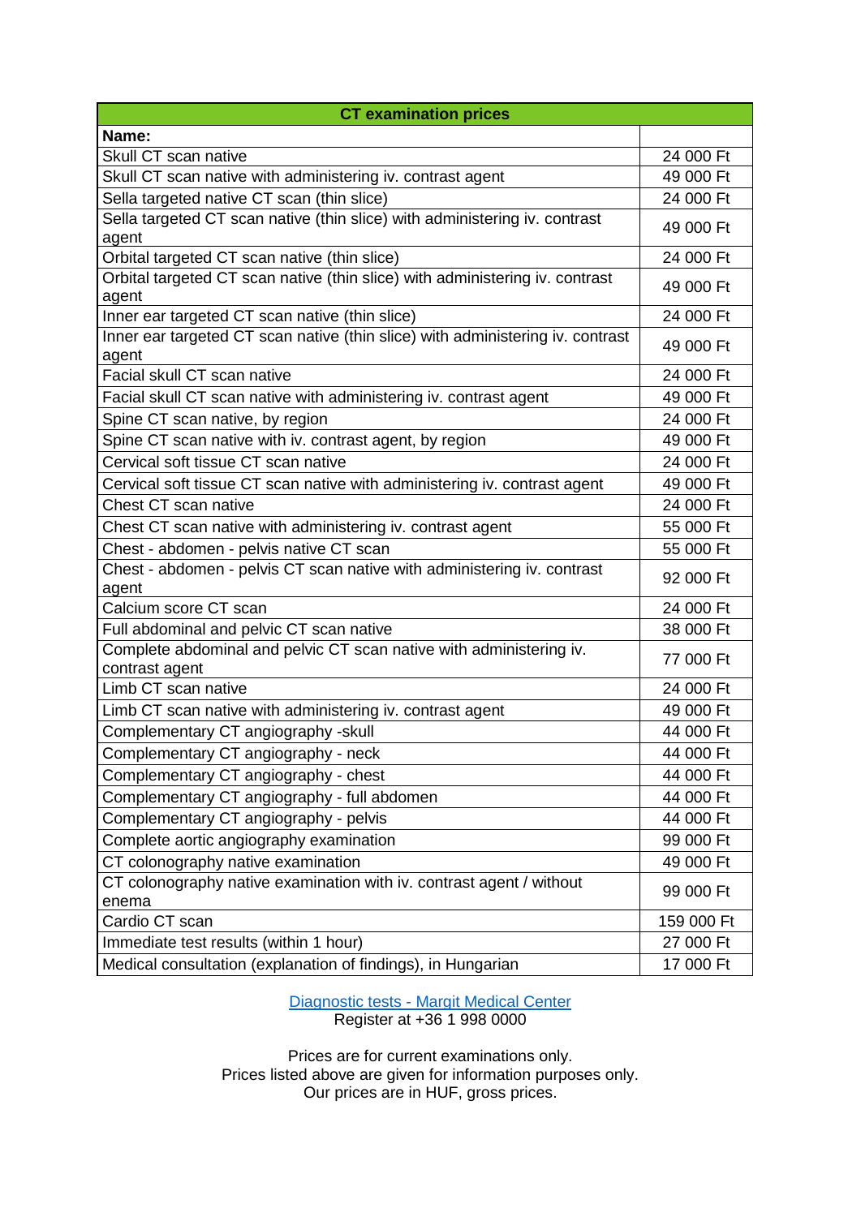| CT examination prices | |
|---|---|
| **Name:** | |
| Skull CT scan native | 24 000 Ft |
| Skull CT scan native with administering iv. contrast agent | 49 000 Ft |
| Sella targeted native CT scan (thin slice) | 24 000 Ft |
| Sella targeted CT scan native (thin slice) with administering iv. contrast agent | 49 000 Ft |
| Orbital targeted CT scan native (thin slice) | 24 000 Ft |
| Orbital targeted CT scan native (thin slice) with administering iv. contrast agent | 49 000 Ft |
| Inner ear targeted CT scan native (thin slice) | 24 000 Ft |
| Inner ear targeted CT scan native (thin slice) with administering iv. contrast agent | 49 000 Ft |
| Facial skull CT scan native | 24 000 Ft |
| Facial skull CT scan native with administering iv. contrast agent | 49 000 Ft |
| Spine CT scan native, by region | 24 000 Ft |
| Spine CT scan native with iv. contrast agent, by region | 49 000 Ft |
| Cervical soft tissue CT scan native | 24 000 Ft |
| Cervical soft tissue CT scan native with administering iv. contrast agent | 49 000 Ft |
| Chest CT scan native | 24 000 Ft |
| Chest CT scan native with administering iv. contrast agent | 55 000 Ft |
| Chest - abdomen - pelvis native CT scan | 55 000 Ft |
| Chest - abdomen - pelvis CT scan native with administering iv. contrast agent | 92 000 Ft |
| Calcium score CT scan | 24 000 Ft |
| Full abdominal and pelvic CT scan native | 38 000 Ft |
| Complete abdominal and pelvic CT scan native with administering iv. contrast agent | 77 000 Ft |
| Limb CT scan native | 24 000 Ft |
| Limb CT scan native with administering iv. contrast agent | 49 000 Ft |
| Complementary CT angiography -skull | 44 000 Ft |
| Complementary CT angiography - neck | 44 000 Ft |
| Complementary CT angiography - chest | 44 000 Ft |
| Complementary CT angiography - full abdomen | 44 000 Ft |
| Complementary CT angiography - pelvis | 44 000 Ft |
| Complete aortic angiography examination | 99 000 Ft |
| CT colonography native examination | 49 000 Ft |
| CT colonography native examination with iv. contrast agent / without enema | 99 000 Ft |
| Cardio CT scan | 159 000 Ft |
| Immediate test results (within 1 hour) | 27 000 Ft |
| Medical consultation (explanation of findings), in Hungarian | 17 000 Ft |

Diagnostic tests - Margit Medical Center
Register at +36 1 998 0000

Prices are for current examinations only.
Prices listed above are given for information purposes only.
Our prices are in HUF, gross prices.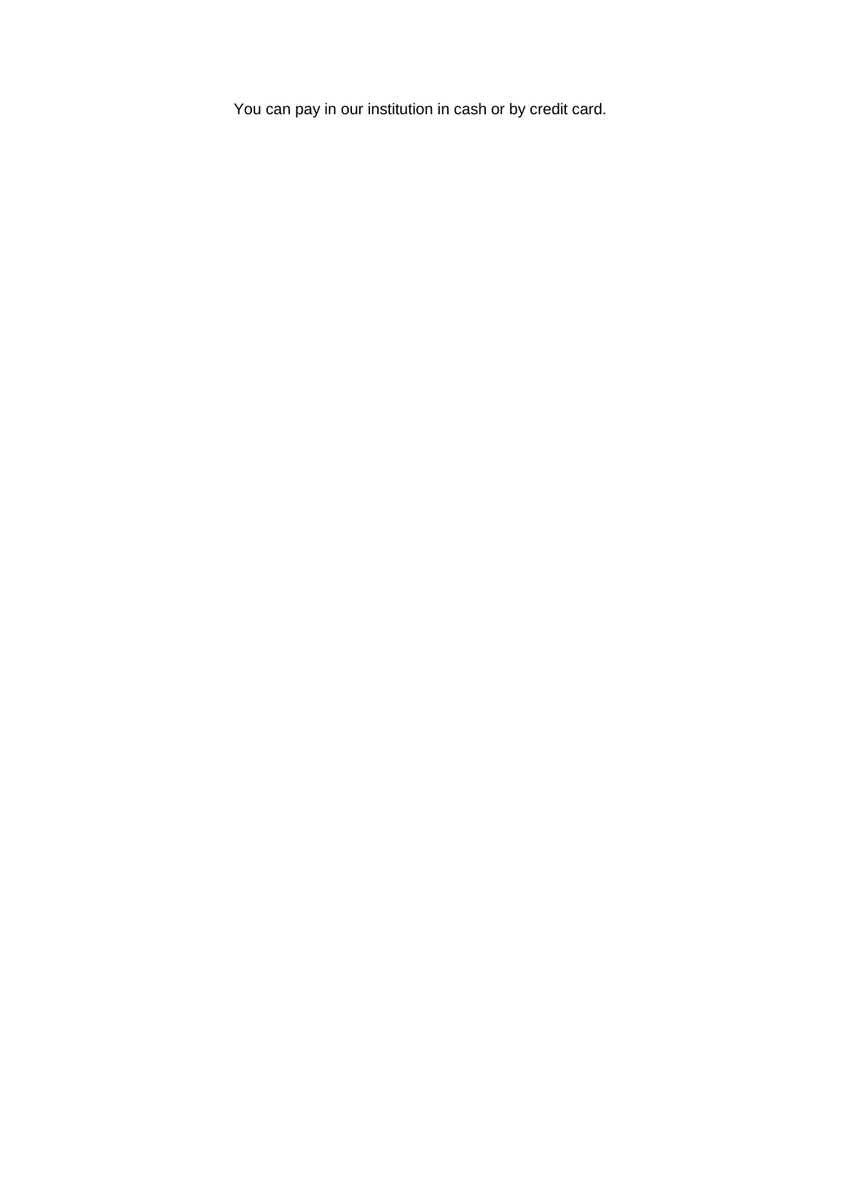You can pay in our institution in cash or by credit card.